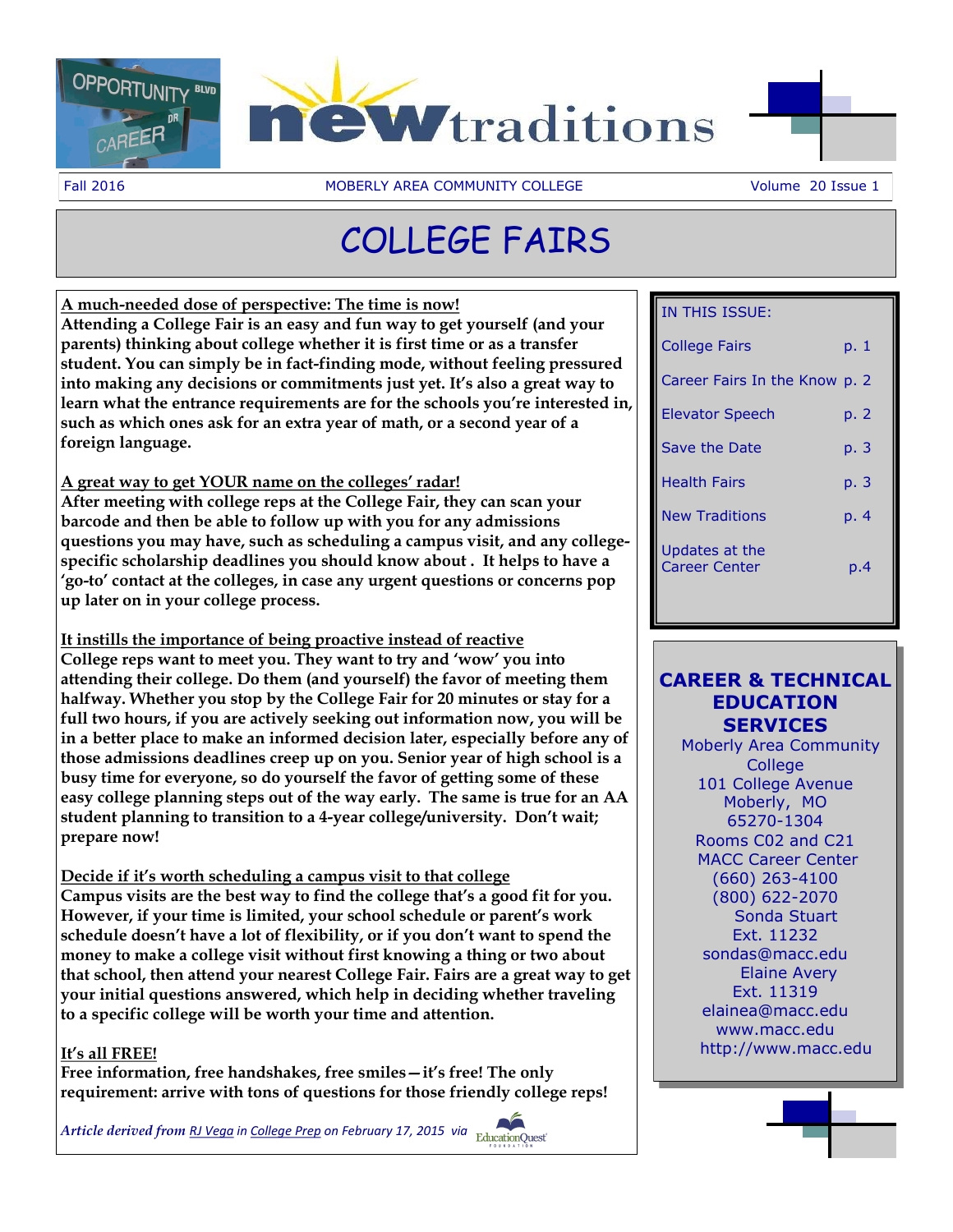# newtraditions

Fall 2016 — MOBERLY AREA COMMUNITY COLLEGE — Volume 20 Issue 1

## COLLEGE FAIRS

**A much-needed dose of perspective: The time is now!**

**Attending a College Fair is an easy and fun way to get yourself (and your parents) thinking about college whether it is first time or as a transfer student. You can simply be in fact-finding mode, without feeling pressured into making any decisions or commitments just yet. It's also a great way to learn what the entrance requirements are for the schools you're interested in, such as which ones ask for an extra year of math, or a second year of a foreign language.**

**A great way to get YOUR name on the colleges' radar!**

**After meeting with college reps at the College Fair, they can scan your barcode and then be able to follow up with you for any admissions questions you may have, such as scheduling a campus visit, and any college-specific scholarship deadlines you should know about . It helps to have a 'go-to' contact at the colleges, in case any urgent questions or concerns pop up later on in your college process.**

**It instills the importance of being proactive instead of reactive**

**College reps want to meet you. They want to try and 'wow' you into attending their college. Do them (and yourself) the favor of meeting them halfway. Whether you stop by the College Fair for 20 minutes or stay for a full two hours, if you are actively seeking out information now, you will be in a better place to make an informed decision later, especially before any of those admissions deadlines creep up on you. Senior year of high school is a busy time for everyone, so do yourself the favor of getting some of these easy college planning steps out of the way early. The same is true for an AA student planning to transition to a 4-year college/university. Don't wait; prepare now!**

**Decide if it's worth scheduling a campus visit to that college**

**Campus visits are the best way to find the college that's a good fit for you. However, if your time is limited, your school schedule or parent's work schedule doesn't have a lot of flexibility, or if you don't want to spend the money to make a college visit without first knowing a thing or two about that school, then attend your nearest College Fair. Fairs are a great way to get your initial questions answered, which help in deciding whether traveling to a specific college will be worth your time and attention.**

**It's all FREE!**

**Free information, free handshakes, free smiles—it's free! The only requirement: arrive with tons of questions for those friendly college reps!**

*Article derived from RJ Vega in College Prep on February 17, 2015 via* EducationQuest Foundation

| IN THIS ISSUE: | |
|---|---|
| College Fairs | p. 1 |
| Career Fairs In the Know | p. 2 |
| Elevator Speech | p. 2 |
| Save the Date | p. 3 |
| Health Fairs | p. 3 |
| New Traditions | p. 4 |
| Updates at the Career Center | p.4 |

**CAREER & TECHNICAL EDUCATION SERVICES**

Moberly Area Community College
101 College Avenue
Moberly, MO
65270-1304
Rooms C02 and C21
MACC Career Center
(660) 263-4100
(800) 622-2070
Sonda Stuart
Ext. 11232
sondas@macc.edu
Elaine Avery
Ext. 11319
elainea@macc.edu
www.macc.edu
http://www.macc.edu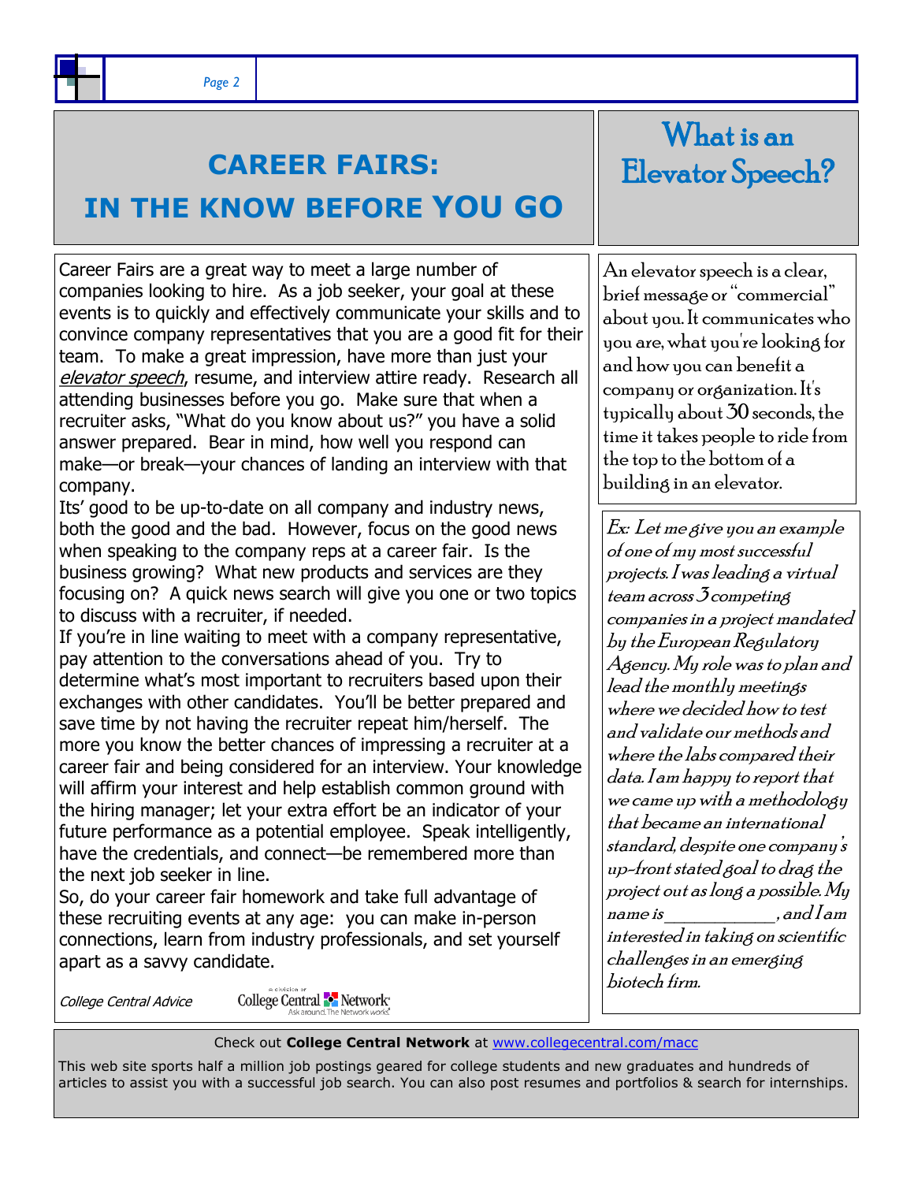# CAREER FAIRS: IN THE KNOW BEFORE YOU GO

Career Fairs are a great way to meet a large number of companies looking to hire. As a job seeker, your goal at these events is to quickly and effectively communicate your skills and to convince company representatives that you are a good fit for their team. To make a great impression, have more than just your *elevator speech*, resume, and interview attire ready. Research all attending businesses before you go. Make sure that when a recruiter asks, "What do you know about us?" you have a solid answer prepared. Bear in mind, how well you respond can make—or break—your chances of landing an interview with that company.

Its' good to be up-to-date on all company and industry news, both the good and the bad. However, focus on the good news when speaking to the company reps at a career fair. Is the business growing? What new products and services are they focusing on? A quick news search will give you one or two topics to discuss with a recruiter, if needed.

If you're in line waiting to meet with a company representative, pay attention to the conversations ahead of you. Try to determine what's most important to recruiters based upon their exchanges with other candidates. You'll be better prepared and save time by not having the recruiter repeat him/herself. The more you know the better chances of impressing a recruiter at a career fair and being considered for an interview. Your knowledge will affirm your interest and help establish common ground with the hiring manager; let your extra effort be an indicator of your future performance as a potential employee. Speak intelligently, have the credentials, and connect—be remembered more than the next job seeker in line.

So, do your career fair homework and take full advantage of these recruiting events at any age: you can make in-person connections, learn from industry professionals, and set yourself apart as a savvy candidate.

*College Central Advice*

# What is an Elevator Speech?

An elevator speech is a clear, brief message or "commercial" about you. It communicates who you are, what you're looking for and how you can benefit a company or organization. It's typically about 30 seconds, the time it takes people to ride from the top to the bottom of a building in an elevator.

*Ex: Let me give you an example of one of my most successful projects. I was leading a virtual team across 3 competing companies in a project mandated by the European Regulatory Agency. My role was to plan and lead the monthly meetings where we decided how to test and validate our methods and where the labs compared their data. I am happy to report that we came up with a methodology that became an international standard, despite one company's up-front stated goal to drag the project out as long a possible. My name is___________, and I am interested in taking on scientific challenges in an emerging biotech firm.*

Check out **College Central Network** at www.collegecentral.com/macc

This web site sports half a million job postings geared for college students and new graduates and hundreds of articles to assist you with a successful job search. You can also post resumes and portfolios & search for internships.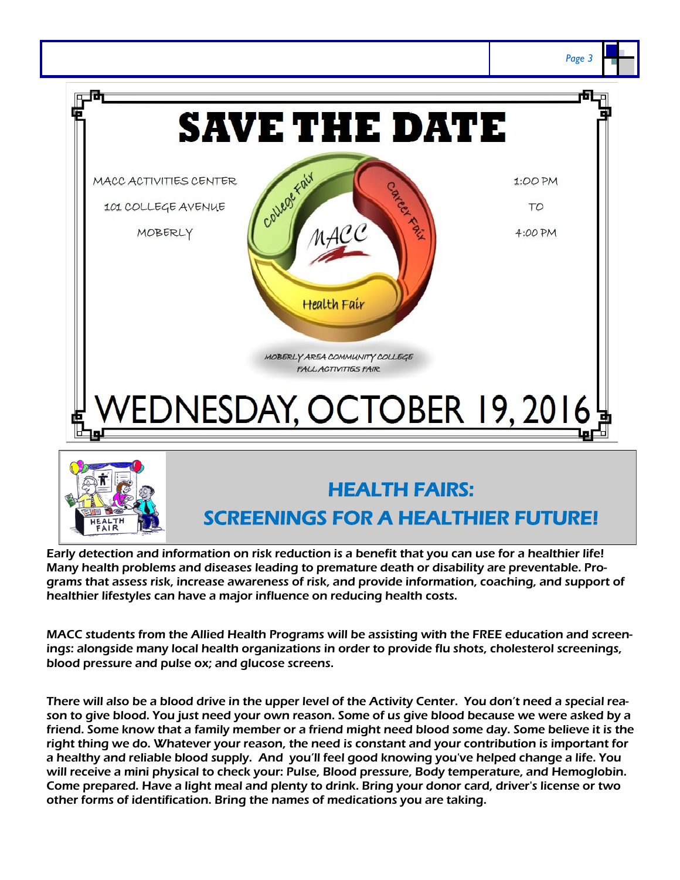# SAVE THE DATE

MACC ACTIVITIES CENTER

101 COLLEGE AVENUE

MOBERLY

1:00 PM

TO

4:00 PM

College Fair

Career Fair

Health Fair

MACC

MOBERLY AREA COMMUNITY COLLEGE
FALL ACTIVITIES FAIR

## WEDNESDAY, OCTOBER 19, 2016

## HEALTH FAIRS: SCREENINGS FOR A HEALTHIER FUTURE!

Early detection and information on risk reduction is a benefit that you can use for a healthier life! Many health problems and diseases leading to premature death or disability are preventable. Programs that assess risk, increase awareness of risk, and provide information, coaching, and support of healthier lifestyles can have a major influence on reducing health costs.

MACC students from the Allied Health Programs will be assisting with the FREE education and screenings: alongside many local health organizations in order to provide flu shots, cholesterol screenings, blood pressure and pulse ox; and glucose screens.

There will also be a blood drive in the upper level of the Activity Center. You don't need a special reason to give blood. You just need your own reason. Some of us give blood because we were asked by a friend. Some know that a family member or a friend might need blood some day. Some believe it is the right thing we do. Whatever your reason, the need is constant and your contribution is important for a healthy and reliable blood supply. And you'll feel good knowing you've helped change a life. You will receive a mini physical to check your: Pulse, Blood pressure, Body temperature, and Hemoglobin. Come prepared. Have a light meal and plenty to drink. Bring your donor card, driver's license or two other forms of identification. Bring the names of medications you are taking.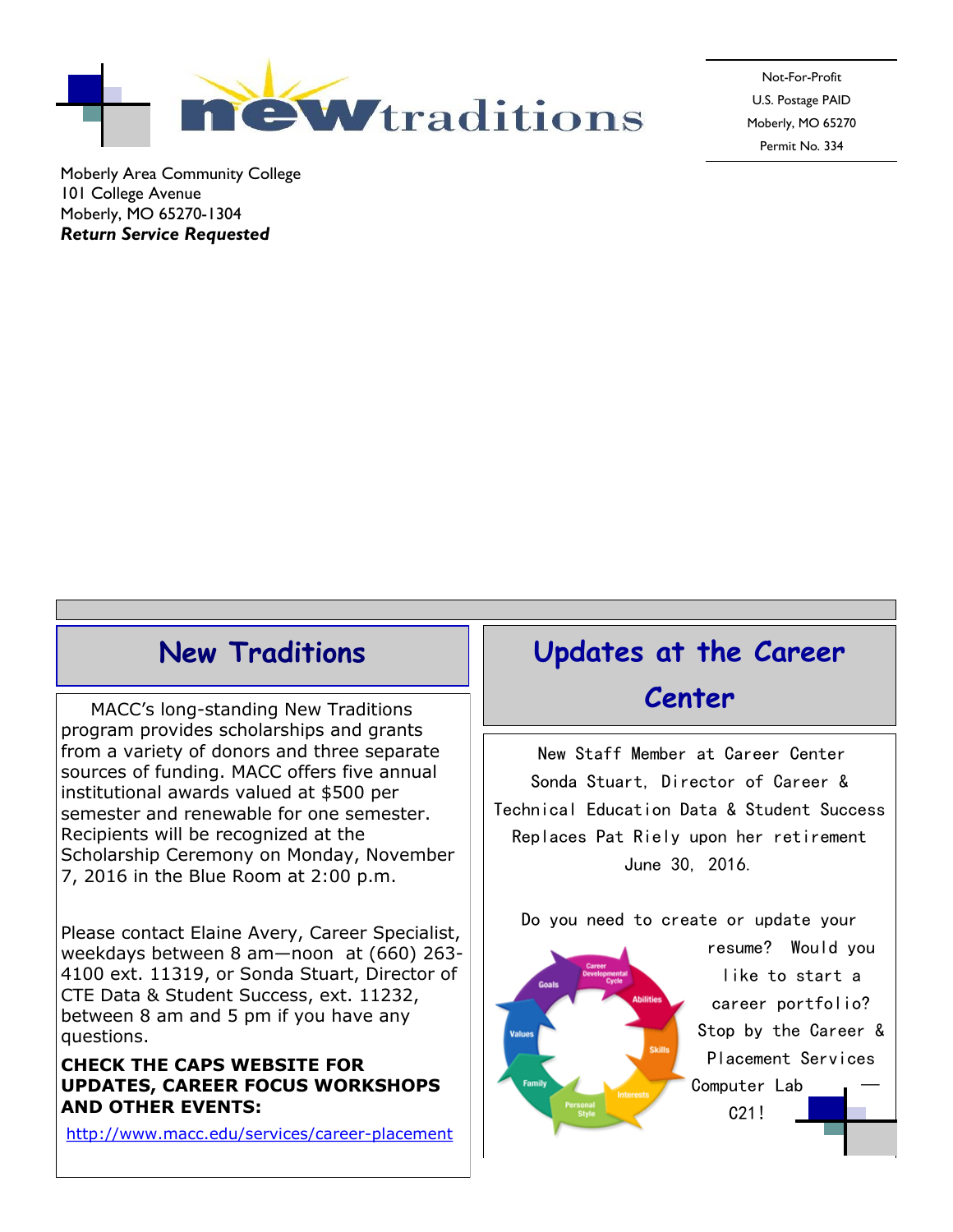new traditions

Moberly Area Community College
101 College Avenue
Moberly, MO 65270-1304
***Return Service Requested***

Not-For-Profit
U.S. Postage PAID
Moberly, MO 65270
Permit No. 334

## New Traditions

MACC's long-standing New Traditions program provides scholarships and grants from a variety of donors and three separate sources of funding. MACC offers five annual institutional awards valued at $500 per semester and renewable for one semester. Recipients will be recognized at the Scholarship Ceremony on Monday, November 7, 2016 in the Blue Room at 2:00 p.m.

Please contact Elaine Avery, Career Specialist, weekdays between 8 am—noon at (660) 263-4100 ext. 11319, or Sonda Stuart, Director of CTE Data & Student Success, ext. 11232, between 8 am and 5 pm if you have any questions.

**CHECK THE CAPS WEBSITE FOR UPDATES, CAREER FOCUS WORKSHOPS AND OTHER EVENTS:**

http://www.macc.edu/services/career-placement

## Updates at the Career Center

New Staff Member at Career Center
Sonda Stuart, Director of Career & Technical Education Data & Student Success
Replaces Pat Riely upon her retirement June 30, 2016.

Do you need to create or update your resume? Would you like to start a career portfolio? Stop by the Career & Placement Services Computer Lab — C21!